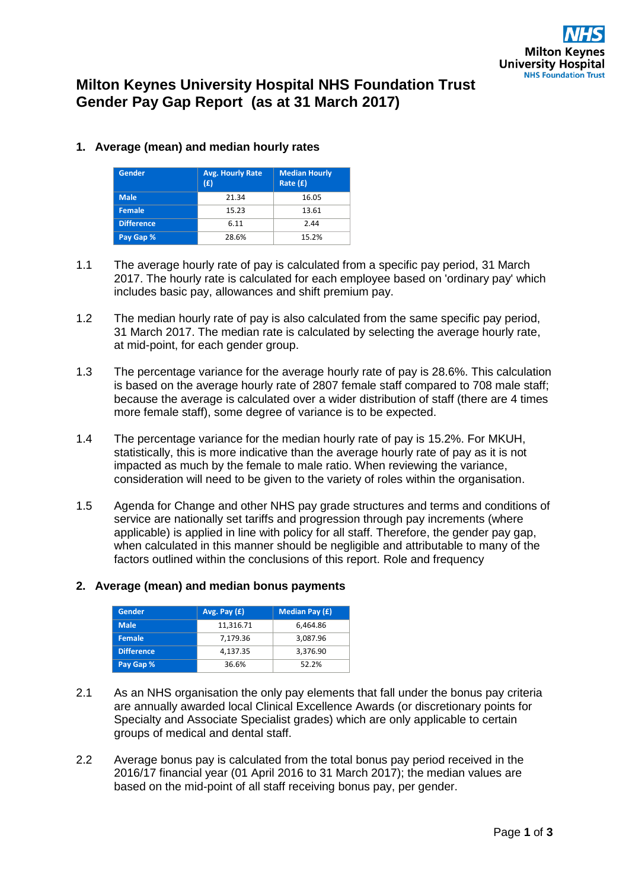# Milton Keynes University Hospital NHS Foundation Trust
# Gender Pay Gap Report (as at 31 March 2017)

## 1. Average (mean) and median hourly rates

| Gender | Avg. Hourly Rate (£) | Median Hourly Rate (£) |
|---|---|---|
| Male | 21.34 | 16.05 |
| Female | 15.23 | 13.61 |
| Difference | 6.11 | 2.44 |
| Pay Gap % | 28.6% | 15.2% |

1.1 The average hourly rate of pay is calculated from a specific pay period, 31 March 2017. The hourly rate is calculated for each employee based on 'ordinary pay' which includes basic pay, allowances and shift premium pay.

1.2 The median hourly rate of pay is also calculated from the same specific pay period, 31 March 2017. The median rate is calculated by selecting the average hourly rate, at mid-point, for each gender group.

1.3 The percentage variance for the average hourly rate of pay is 28.6%. This calculation is based on the average hourly rate of 2807 female staff compared to 708 male staff; because the average is calculated over a wider distribution of staff (there are 4 times more female staff), some degree of variance is to be expected.

1.4 The percentage variance for the median hourly rate of pay is 15.2%. For MKUH, statistically, this is more indicative than the average hourly rate of pay as it is not impacted as much by the female to male ratio. When reviewing the variance, consideration will need to be given to the variety of roles within the organisation.

1.5 Agenda for Change and other NHS pay grade structures and terms and conditions of service are nationally set tariffs and progression through pay increments (where applicable) is applied in line with policy for all staff. Therefore, the gender pay gap, when calculated in this manner should be negligible and attributable to many of the factors outlined within the conclusions of this report. Role and frequency

## 2. Average (mean) and median bonus payments

| Gender | Avg. Pay (£) | Median Pay (£) |
|---|---|---|
| Male | 11,316.71 | 6,464.86 |
| Female | 7,179.36 | 3,087.96 |
| Difference | 4,137.35 | 3,376.90 |
| Pay Gap % | 36.6% | 52.2% |

2.1 As an NHS organisation the only pay elements that fall under the bonus pay criteria are annually awarded local Clinical Excellence Awards (or discretionary points for Specialty and Associate Specialist grades) which are only applicable to certain groups of medical and dental staff.

2.2 Average bonus pay is calculated from the total bonus pay period received in the 2016/17 financial year (01 April 2016 to 31 March 2017); the median values are based on the mid-point of all staff receiving bonus pay, per gender.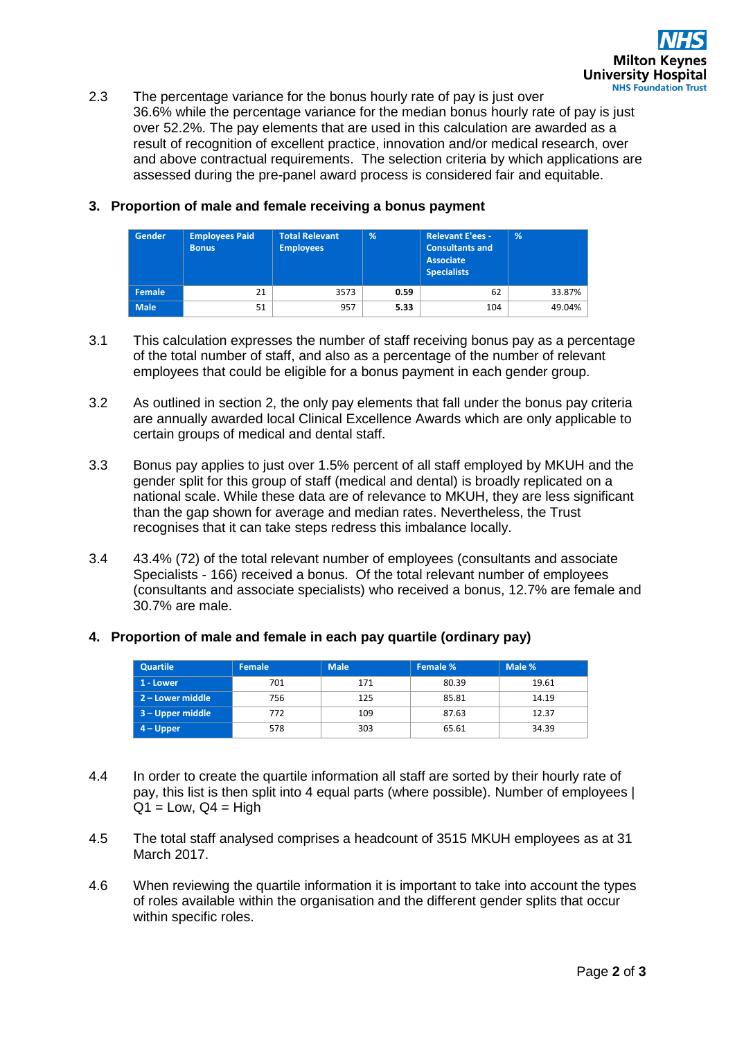2.3 The percentage variance for the bonus hourly rate of pay is just over 36.6% while the percentage variance for the median bonus hourly rate of pay is just over 52.2%. The pay elements that are used in this calculation are awarded as a result of recognition of excellent practice, innovation and/or medical research, over and above contractual requirements. The selection criteria by which applications are assessed during the pre-panel award process is considered fair and equitable.

## 3. Proportion of male and female receiving a bonus payment

| Gender | Employees Paid Bonus | Total Relevant Employees | % | Relevant E'ees - Consultants and Associate Specialists | % |
|---|---|---|---|---|---|
| Female | 21 | 3573 | **0.59** | 62 | 33.87% |
| Male | 51 | 957 | **5.33** | 104 | 49.04% |

3.1 This calculation expresses the number of staff receiving bonus pay as a percentage of the total number of staff, and also as a percentage of the number of relevant employees that could be eligible for a bonus payment in each gender group.

3.2 As outlined in section 2, the only pay elements that fall under the bonus pay criteria are annually awarded local Clinical Excellence Awards which are only applicable to certain groups of medical and dental staff.

3.3 Bonus pay applies to just over 1.5% percent of all staff employed by MKUH and the gender split for this group of staff (medical and dental) is broadly replicated on a national scale. While these data are of relevance to MKUH, they are less significant than the gap shown for average and median rates. Nevertheless, the Trust recognises that it can take steps redress this imbalance locally.

3.4 43.4% (72) of the total relevant number of employees (consultants and associate Specialists - 166) received a bonus. Of the total relevant number of employees (consultants and associate specialists) who received a bonus, 12.7% are female and 30.7% are male.

## 4. Proportion of male and female in each pay quartile (ordinary pay)

| Quartile | Female | Male | Female % | Male % |
|---|---|---|---|---|
| 1 - Lower | 701 | 171 | 80.39 | 19.61 |
| 2 – Lower middle | 756 | 125 | 85.81 | 14.19 |
| 3 – Upper middle | 772 | 109 | 87.63 | 12.37 |
| 4 – Upper | 578 | 303 | 65.61 | 34.39 |

4.4 In order to create the quartile information all staff are sorted by their hourly rate of pay, this list is then split into 4 equal parts (where possible). Number of employees | Q1 = Low, Q4 = High

4.5 The total staff analysed comprises a headcount of 3515 MKUH employees as at 31 March 2017.

4.6 When reviewing the quartile information it is important to take into account the types of roles available within the organisation and the different gender splits that occur within specific roles.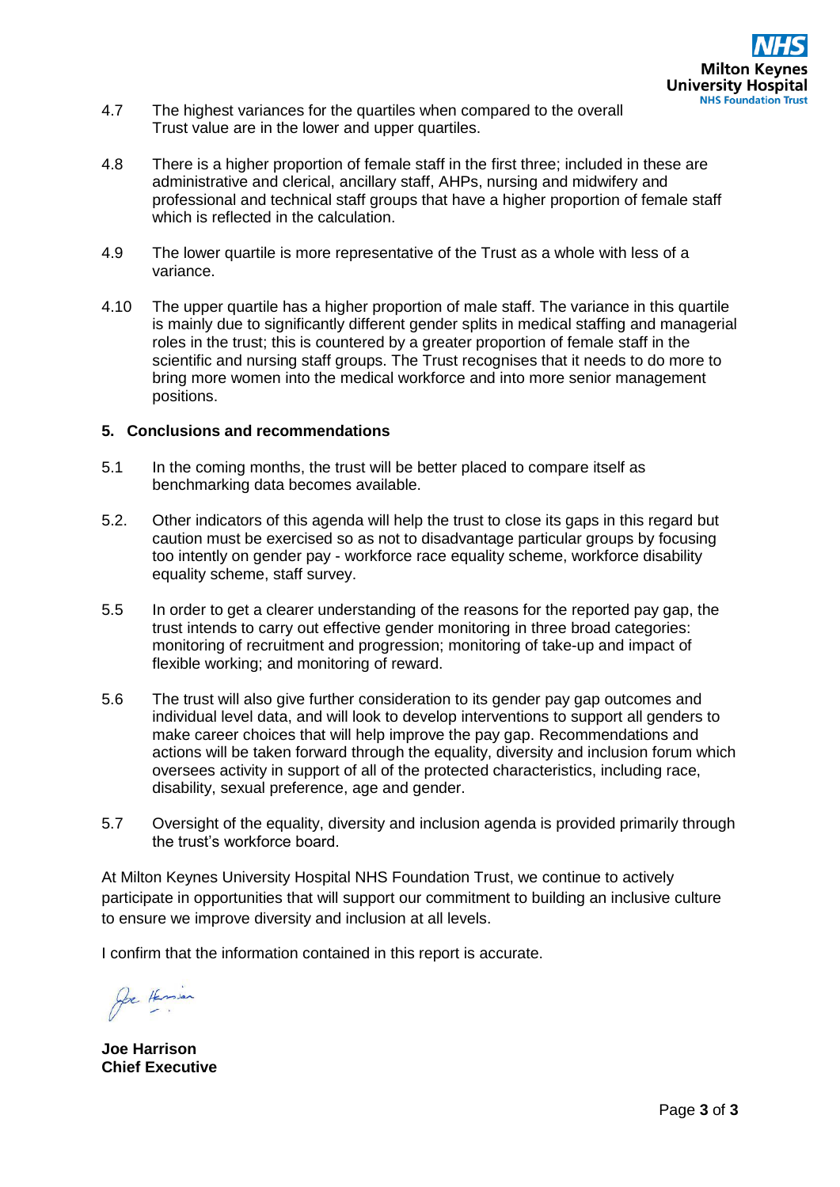4.7 The highest variances for the quartiles when compared to the overall Trust value are in the lower and upper quartiles.

4.8 There is a higher proportion of female staff in the first three; included in these are administrative and clerical, ancillary staff, AHPs, nursing and midwifery and professional and technical staff groups that have a higher proportion of female staff which is reflected in the calculation.

4.9 The lower quartile is more representative of the Trust as a whole with less of a variance.

4.10 The upper quartile has a higher proportion of male staff. The variance in this quartile is mainly due to significantly different gender splits in medical staffing and managerial roles in the trust; this is countered by a greater proportion of female staff in the scientific and nursing staff groups. The Trust recognises that it needs to do more to bring more women into the medical workforce and into more senior management positions.

## 5. Conclusions and recommendations

5.1 In the coming months, the trust will be better placed to compare itself as benchmarking data becomes available.

5.2. Other indicators of this agenda will help the trust to close its gaps in this regard but caution must be exercised so as not to disadvantage particular groups by focusing too intently on gender pay - workforce race equality scheme, workforce disability equality scheme, staff survey.

5.5 In order to get a clearer understanding of the reasons for the reported pay gap, the trust intends to carry out effective gender monitoring in three broad categories: monitoring of recruitment and progression; monitoring of take-up and impact of flexible working; and monitoring of reward.

5.6 The trust will also give further consideration to its gender pay gap outcomes and individual level data, and will look to develop interventions to support all genders to make career choices that will help improve the pay gap. Recommendations and actions will be taken forward through the equality, diversity and inclusion forum which oversees activity in support of all of the protected characteristics, including race, disability, sexual preference, age and gender.

5.7 Oversight of the equality, diversity and inclusion agenda is provided primarily through the trust's workforce board.

At Milton Keynes University Hospital NHS Foundation Trust, we continue to actively participate in opportunities that will support our commitment to building an inclusive culture to ensure we improve diversity and inclusion at all levels.

I confirm that the information contained in this report is accurate.

**Joe Harrison**
**Chief Executive**